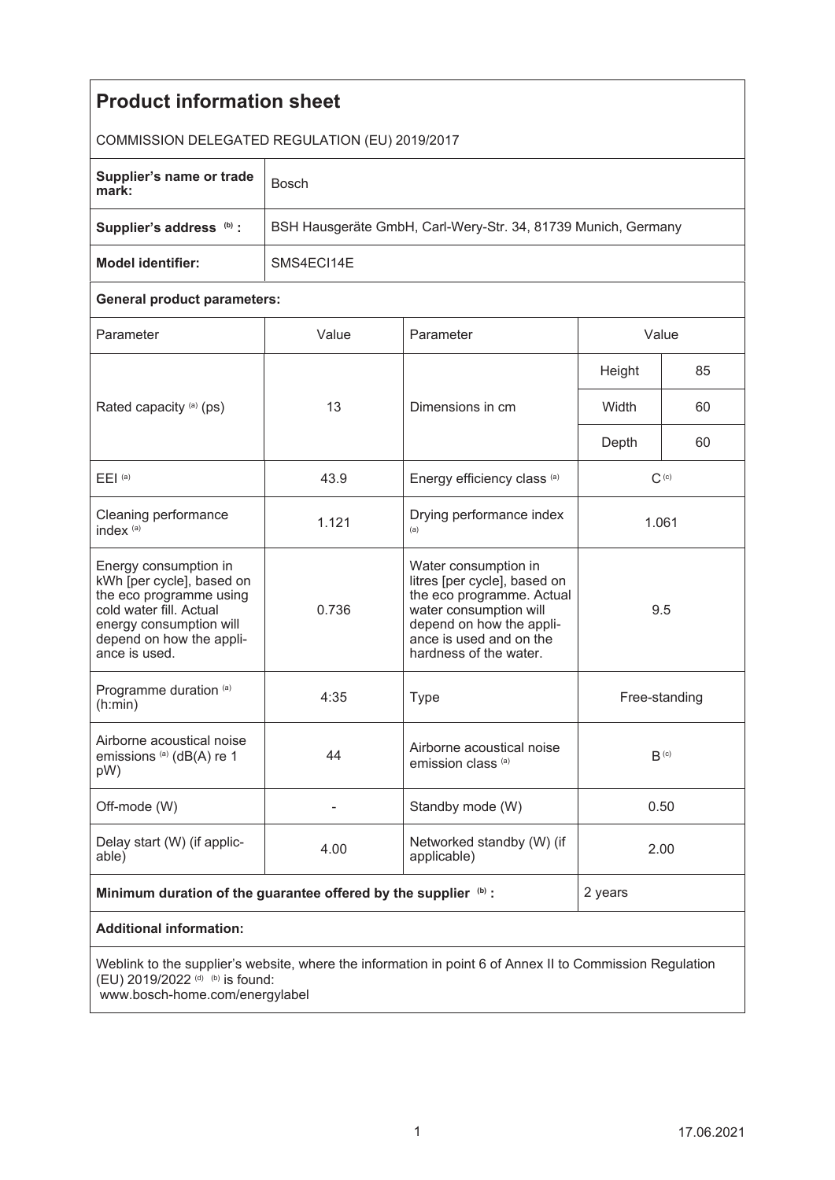# Product information sheet

COMMISSION DELEGATED REGULATION (EU) 2019/2017

| | |
|---|---|
| **Supplier's name or trade mark:** | Bosch |
| **Supplier's address** [(b)] **:** | BSH Hausgeräte GmbH, Carl-Wery-Str. 34, 81739 Munich, Germany |
| **Model identifier:** | SMS4ECI14E |

**General product parameters:**

| Parameter | Value | Parameter | Value | |
|---|---|---|---|---|
| Rated capacity [(a)] (ps) | 13 | Dimensions in cm | Height | 85 |
| | | | Width | 60 |
| | | | Depth | 60 |
| EEI [(a)] | 43.9 | Energy efficiency class [(a)] | C [(c)] | |
| Cleaning performance index [(a)] | 1.121 | Drying performance index [(a)] | 1.061 | |
| Energy consumption in kWh [per cycle], based on the eco programme using cold water fill. Actual energy consumption will depend on how the appliance is used. | 0.736 | Water consumption in litres [per cycle], based on the eco programme. Actual water consumption will depend on how the appliance is used and on the hardness of the water. | 9.5 | |
| Programme duration [(a)] (h:min) | 4:35 | Type | Free-standing | |
| Airborne acoustical noise emissions [(a)] (dB(A) re 1 pW) | 44 | Airborne acoustical noise emission class [(a)] | B [(c)] | |
| Off-mode (W) | - | Standby mode (W) | 0.50 | |
| Delay start (W) (if applicable) | 4.00 | Networked standby (W) (if applicable) | 2.00 | |
| **Minimum duration of the guarantee offered by the supplier** [(b)] **:** | | | 2 years | |

**Additional information:**

Weblink to the supplier's website, where the information in point 6 of Annex II to Commission Regulation (EU) 2019/2022 [(d)] [(b)] is found:
www.bosch-home.com/energylabel

17.06.2021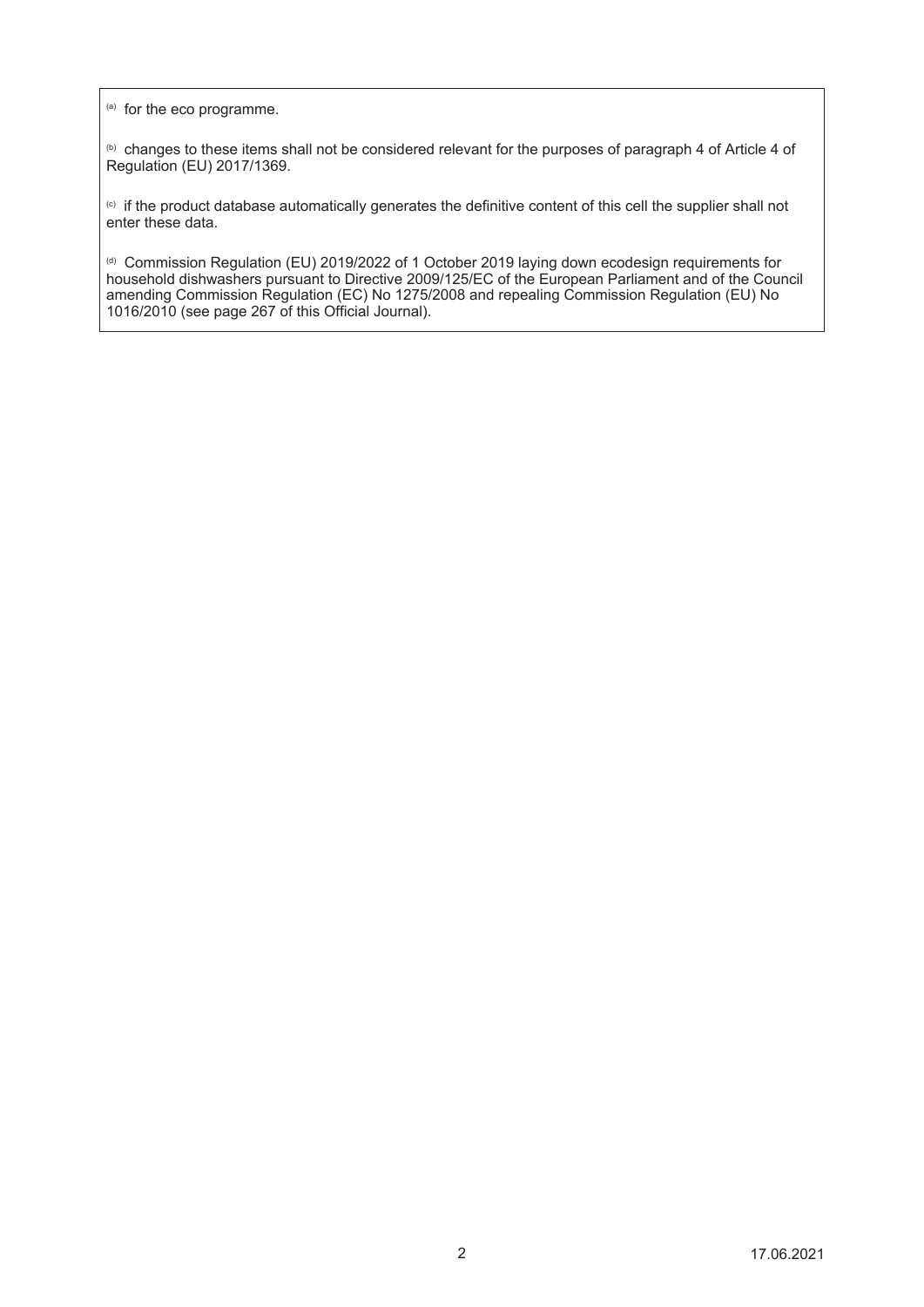[a] for the eco programme.

[b] changes to these items shall not be considered relevant for the purposes of paragraph 4 of Article 4 of Regulation (EU) 2017/1369.

[c] if the product database automatically generates the definitive content of this cell the supplier shall not enter these data.

[d] Commission Regulation (EU) 2019/2022 of 1 October 2019 laying down ecodesign requirements for household dishwashers pursuant to Directive 2009/125/EC of the European Parliament and of the Council amending Commission Regulation (EC) No 1275/2008 and repealing Commission Regulation (EU) No 1016/2010 (see page 267 of this Official Journal).